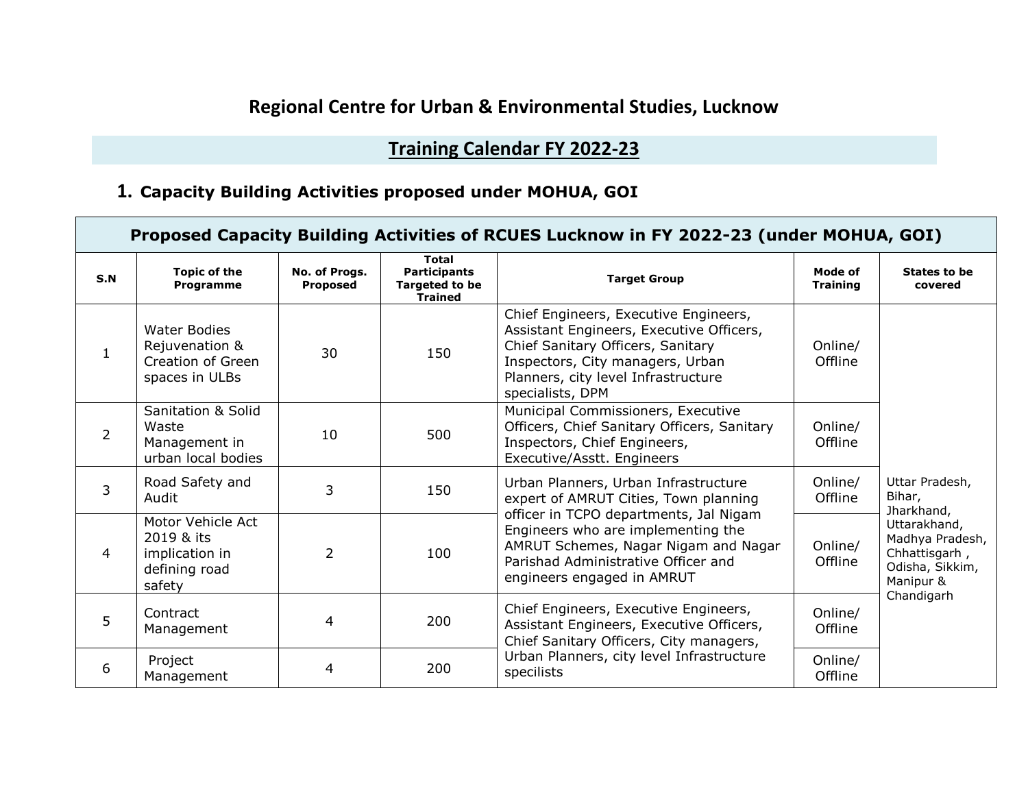# Regional Centre for Urban & Environmental Studies, Lucknow

## Training Calendar FY 2022-23

### 1. Capacity Building Activities proposed under MOHUA, GOI

| Proposed Capacity Building Activities of RCUES Lucknow in FY 2022-23 (under MOHUA, GOI) | | | | | | |
|---|---|---|---|---|---|---|
| **S.N** | **Topic of the Programme** | **No. of Progs. Proposed** | **Total Participants Targeted to be Trained** | **Target Group** | **Mode of Training** | **States to be covered** |
| 1 | Water Bodies Rejuvenation & Creation of Green spaces in ULBs | 30 | 150 | Chief Engineers, Executive Engineers, Assistant Engineers, Executive Officers, Chief Sanitary Officers, Sanitary Inspectors, City managers, Urban Planners, city level Infrastructure specialists, DPM | Online/ Offline | Uttar Pradesh, Bihar, Jharkhand, Uttarakhand, Madhya Pradesh, Chhattisgarh , Odisha, Sikkim, Manipur & Chandigarh |
| 2 | Sanitation & Solid Waste Management in urban local bodies | 10 | 500 | Municipal Commissioners, Executive Officers, Chief Sanitary Officers, Sanitary Inspectors, Chief Engineers, Executive/Asstt. Engineers | Online/ Offline | |
| 3 | Road Safety and Audit | 3 | 150 | Urban Planners, Urban Infrastructure expert of AMRUT Cities, Town planning officer in TCPO departments, Jal Nigam Engineers who are implementing the AMRUT Schemes, Nagar Nigam and Nagar Parishad Administrative Officer and engineers engaged in AMRUT | Online/ Offline | |
| 4 | Motor Vehicle Act 2019 & its implication in defining road safety | 2 | 100 | | Online/ Offline | |
| 5 | Contract Management | 4 | 200 | Chief Engineers, Executive Engineers, Assistant Engineers, Executive Officers, Chief Sanitary Officers, City managers, Urban Planners, city level Infrastructure specilists | Online/ Offline | |
| 6 | Project Management | 4 | 200 | | Online/ Offline | |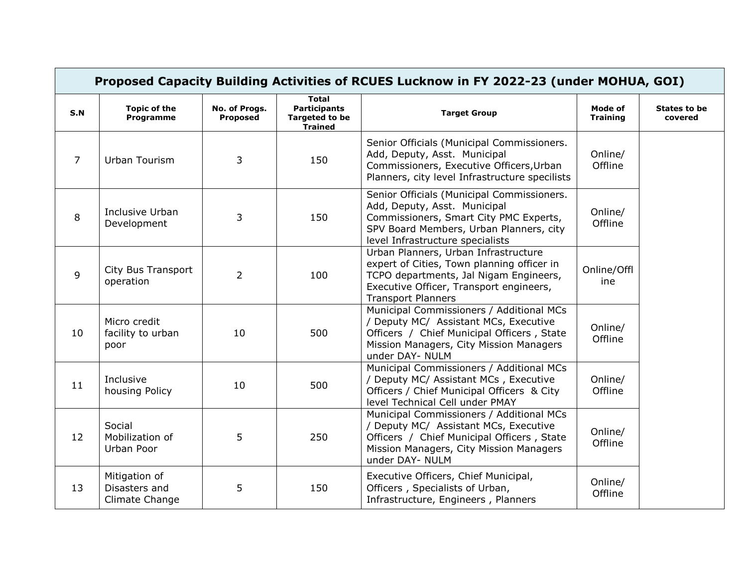| Proposed Capacity Building Activities of RCUES Lucknow in FY 2022-23 (under MOHUA, GOI) | | | | | | |
|---|---|---|---|---|---|---|
| **S.N** | **Topic of the Programme** | **No. of Progs. Proposed** | **Total Participants Targeted to be Trained** | **Target Group** | **Mode of Training** | **States to be covered** |
| 7 | Urban Tourism | 3 | 150 | Senior Officials (Municipal Commissioners. Add, Deputy, Asst. Municipal Commissioners, Executive Officers,Urban Planners, city level Infrastructure specilists | Online/ Offline | |
| 8 | Inclusive Urban Development | 3 | 150 | Senior Officials (Municipal Commissioners. Add, Deputy, Asst. Municipal Commissioners, Smart City PMC Experts, SPV Board Members, Urban Planners, city level Infrastructure specialists | Online/ Offline | |
| 9 | City Bus Transport operation | 2 | 100 | Urban Planners, Urban Infrastructure expert of Cities, Town planning officer in TCPO departments, Jal Nigam Engineers, Executive Officer, Transport engineers, Transport Planners | Online/Offline | |
| 10 | Micro credit facility to urban poor | 10 | 500 | Municipal Commissioners / Additional MCs / Deputy MC/ Assistant MCs, Executive Officers / Chief Municipal Officers , State Mission Managers, City Mission Managers under DAY- NULM | Online/ Offline | |
| 11 | Inclusive housing Policy | 10 | 500 | Municipal Commissioners / Additional MCs / Deputy MC/ Assistant MCs , Executive Officers / Chief Municipal Officers & City level Technical Cell under PMAY | Online/ Offline | |
| 12 | Social Mobilization of Urban Poor | 5 | 250 | Municipal Commissioners / Additional MCs / Deputy MC/ Assistant MCs, Executive Officers / Chief Municipal Officers , State Mission Managers, City Mission Managers under DAY- NULM | Online/ Offline | |
| 13 | Mitigation of Disasters and Climate Change | 5 | 150 | Executive Officers, Chief Municipal, Officers , Specialists of Urban, Infrastructure, Engineers , Planners | Online/ Offline | |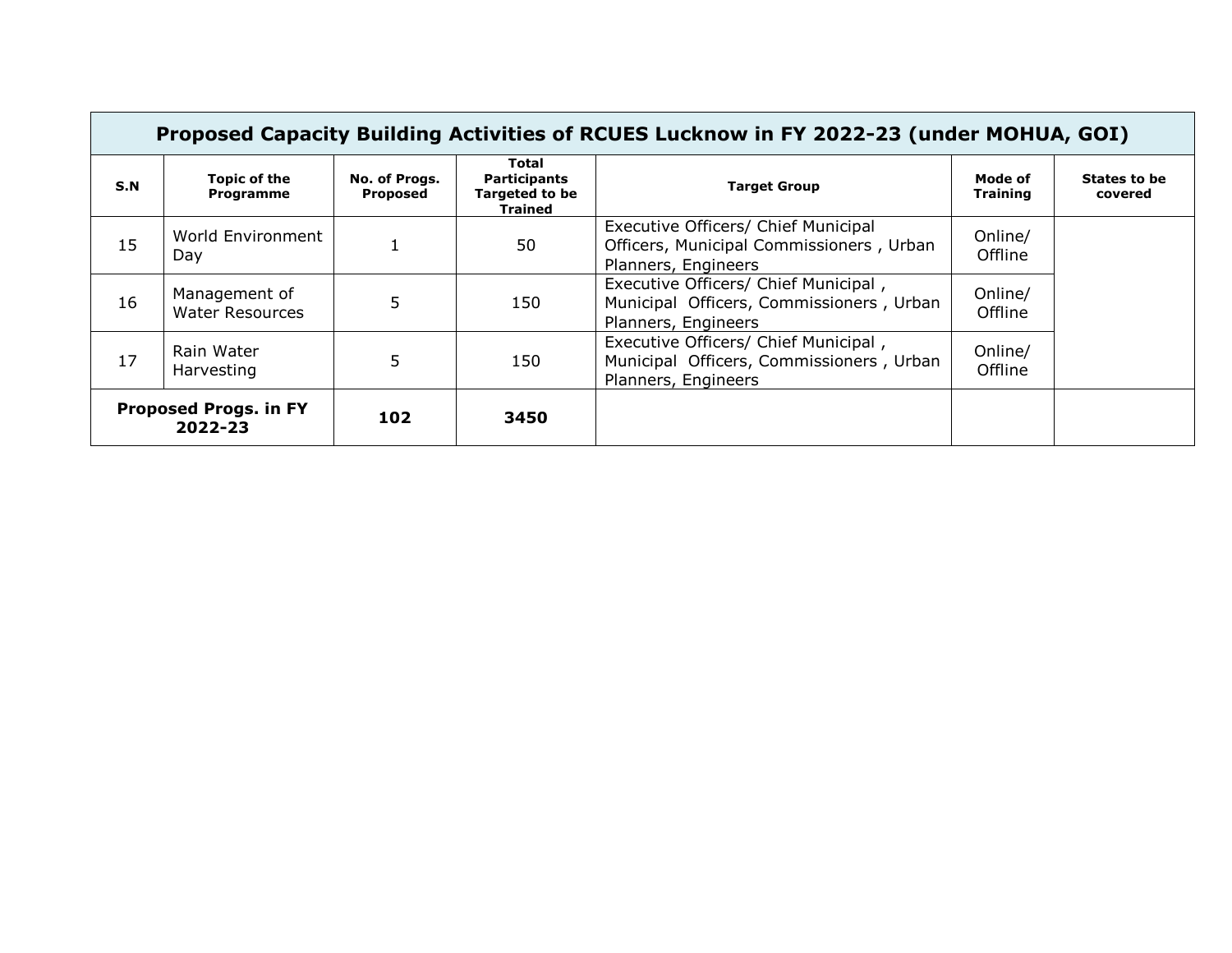| Proposed Capacity Building Activities of RCUES Lucknow in FY 2022-23 (under MOHUA, GOI) | | | | | | |
|---|---|---|---|---|---|---|
| **S.N** | **Topic of the Programme** | **No. of Progs. Proposed** | **Total Participants Targeted to be Trained** | **Target Group** | **Mode of Training** | **States to be covered** |
| 15 | World Environment Day | 1 | 50 | Executive Officers/ Chief Municipal Officers, Municipal Commissioners , Urban Planners, Engineers | Online/ Offline | |
| 16 | Management of Water Resources | 5 | 150 | Executive Officers/ Chief Municipal , Municipal Officers, Commissioners , Urban Planners, Engineers | Online/ Offline | |
| 17 | Rain Water Harvesting | 5 | 150 | Executive Officers/ Chief Municipal , Municipal Officers, Commissioners , Urban Planners, Engineers | Online/ Offline | |
| **Proposed Progs. in FY 2022-23** | | **102** | **3450** | | | |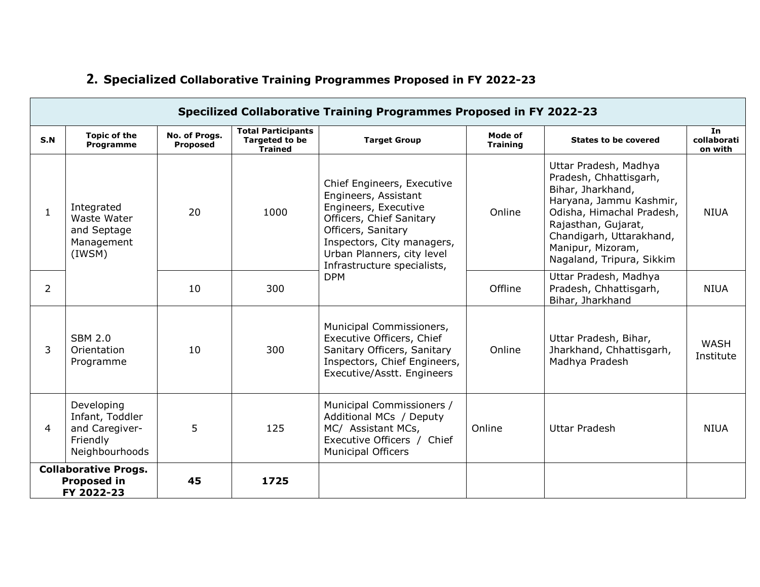## 2. Specialized Collaborative Training Programmes Proposed in FY 2022-23

| Specilized Collaborative Training Programmes Proposed in FY 2022-23 | | | | | | | |
|---|---|---|---|---|---|---|---|
| **S.N** | **Topic of the Programme** | **No. of Progs. Proposed** | **Total Participants Targeted to be Trained** | **Target Group** | **Mode of Training** | **States to be covered** | **In collaboration with** |
| 1 | Integrated Waste Water and Septage Management (IWSM) | 20 | 1000 | Chief Engineers, Executive Engineers, Assistant Engineers, Executive Officers, Chief Sanitary Officers, Sanitary Inspectors, City managers, Urban Planners, city level Infrastructure specialists, DPM | Online | Uttar Pradesh, Madhya Pradesh, Chhattisgarh, Bihar, Jharkhand, Haryana, Jammu Kashmir, Odisha, Himachal Pradesh, Rajasthan, Gujarat, Chandigarh, Uttarakhand, Manipur, Mizoram, Nagaland, Tripura, Sikkim | NIUA |
| 2 | | 10 | 300 | | Offline | Uttar Pradesh, Madhya Pradesh, Chhattisgarh, Bihar, Jharkhand | NIUA |
| 3 | SBM 2.0 Orientation Programme | 10 | 300 | Municipal Commissioners, Executive Officers, Chief Sanitary Officers, Sanitary Inspectors, Chief Engineers, Executive/Asstt. Engineers | Online | Uttar Pradesh, Bihar, Jharkhand, Chhattisgarh, Madhya Pradesh | WASH Institute |
| 4 | Developing Infant, Toddler and Caregiver-Friendly Neighbourhoods | 5 | 125 | Municipal Commissioners / Additional MCs / Deputy MC/ Assistant MCs, Executive Officers / Chief Municipal Officers | Online | Uttar Pradesh | NIUA |
| **Collaborative Progs. Proposed in FY 2022-23** | | **45** | **1725** | | | | |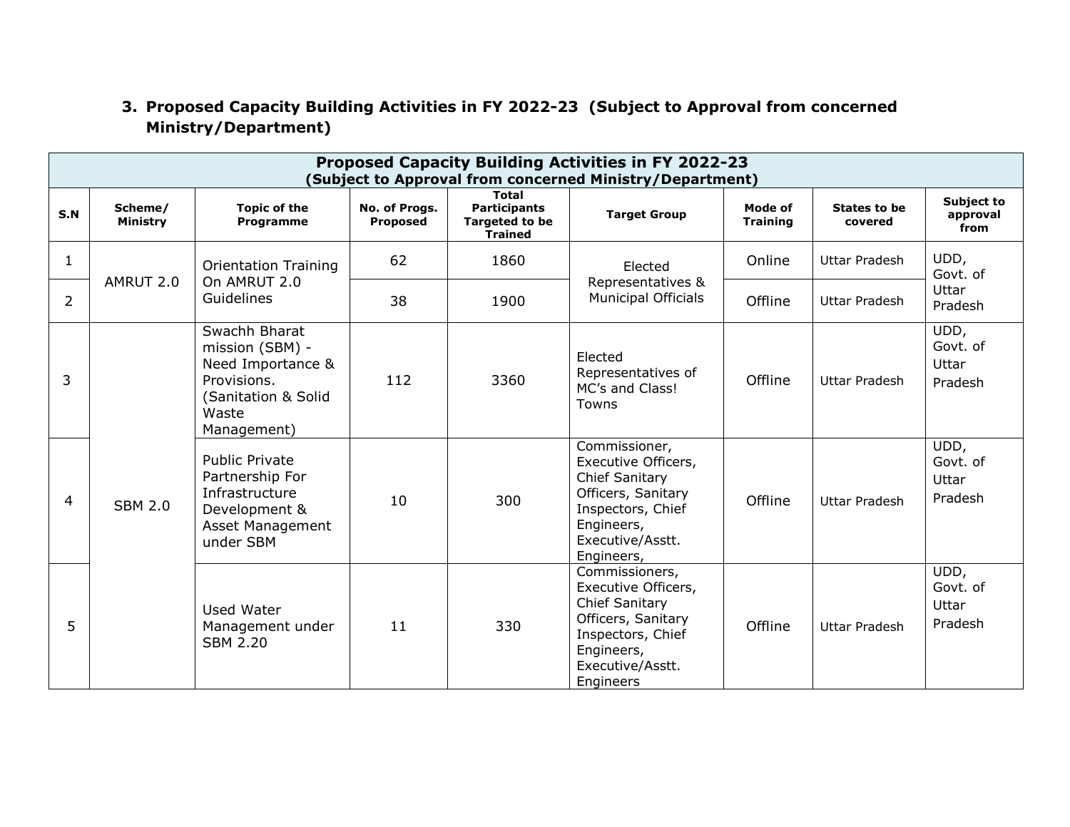### 3. Proposed Capacity Building Activities in FY 2022-23 (Subject to Approval from concerned Ministry/Department)

| Proposed Capacity Building Activities in FY 2022-23 (Subject to Approval from concerned Ministry/Department) | | | | | | | | |
|---|---|---|---|---|---|---|---|---|
| **S.N** | **Scheme/ Ministry** | **Topic of the Programme** | **No. of Progs. Proposed** | **Total Participants Targeted to be Trained** | **Target Group** | **Mode of Training** | **States to be covered** | **Subject to approval from** |
| 1 | AMRUT 2.0 | Orientation Training On AMRUT 2.0 Guidelines | 62 | 1860 | Elected Representatives & Municipal Officials | Online | Uttar Pradesh | UDD, Govt. of Uttar Pradesh |
| 2 | | | 38 | 1900 | | Offline | Uttar Pradesh | |
| 3 | SBM 2.0 | Swachh Bharat mission (SBM) - Need Importance & Provisions. (Sanitation & Solid Waste Management) | 112 | 3360 | Elected Representatives of MC's and Class! Towns | Offline | Uttar Pradesh | UDD, Govt. of Uttar Pradesh |
| 4 | | Public Private Partnership For Infrastructure Development & Asset Management under SBM | 10 | 300 | Commissioner, Executive Officers, Chief Sanitary Officers, Sanitary Inspectors, Chief Engineers, Executive/Asstt. Engineers, | Offline | Uttar Pradesh | UDD, Govt. of Uttar Pradesh |
| 5 | | Used Water Management under SBM 2.20 | 11 | 330 | Commissioners, Executive Officers, Chief Sanitary Officers, Sanitary Inspectors, Chief Engineers, Executive/Asstt. Engineers | Offline | Uttar Pradesh | UDD, Govt. of Uttar Pradesh |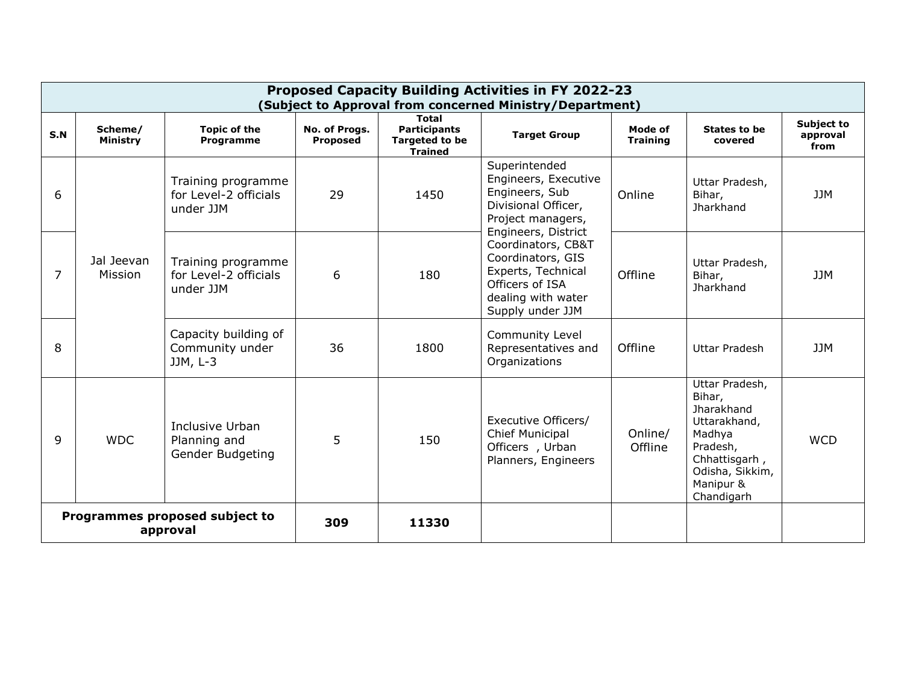| Proposed Capacity Building Activities in FY 2022-23 (Subject to Approval from concerned Ministry/Department) | | | | | | | | |
|---|---|---|---|---|---|---|---|---|
| **S.N** | **Scheme/ Ministry** | **Topic of the Programme** | **No. of Progs. Proposed** | **Total Participants Targeted to be Trained** | **Target Group** | **Mode of Training** | **States to be covered** | **Subject to approval from** |
| 6 | Jal Jeevan Mission | Training programme for Level-2 officials under JJM | 29 | 1450 | Superintended Engineers, Executive Engineers, Sub Divisional Officer, Project managers, Engineers, District Coordinators, CB&T Coordinators, GIS Experts, Technical Officers of ISA dealing with water Supply under JJM | Online | Uttar Pradesh, Bihar, Jharkhand | JJM |
| 7 | | Training programme for Level-2 officials under JJM | 6 | 180 | | Offline | Uttar Pradesh, Bihar, Jharkhand | JJM |
| 8 | | Capacity building of Community under JJM, L-3 | 36 | 1800 | Community Level Representatives and Organizations | Offline | Uttar Pradesh | JJM |
| 9 | WDC | Inclusive Urban Planning and Gender Budgeting | 5 | 150 | Executive Officers/ Chief Municipal Officers , Urban Planners, Engineers | Online/ Offline | Uttar Pradesh, Bihar, Jharakhand Uttarakhand, Madhya Pradesh, Chhattisgarh , Odisha, Sikkim, Manipur & Chandigarh | WCD |
| **Programmes proposed subject to approval** | | | **309** | **11330** | | | | |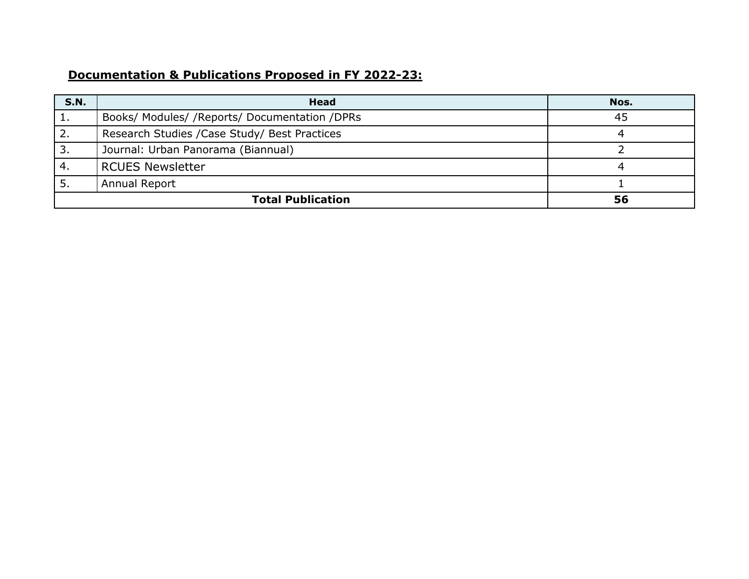**Documentation & Publications Proposed in FY 2022-23:**

| S.N. | Head | Nos. |
|---|---|---|
| 1. | Books/ Modules/ /Reports/ Documentation /DPRs | 45 |
| 2. | Research Studies /Case Study/ Best Practices | 4 |
| 3. | Journal: Urban Panorama (Biannual) | 2 |
| 4. | RCUES Newsletter | 4 |
| 5. | Annual Report | 1 |
| **Total Publication** | | **56** |